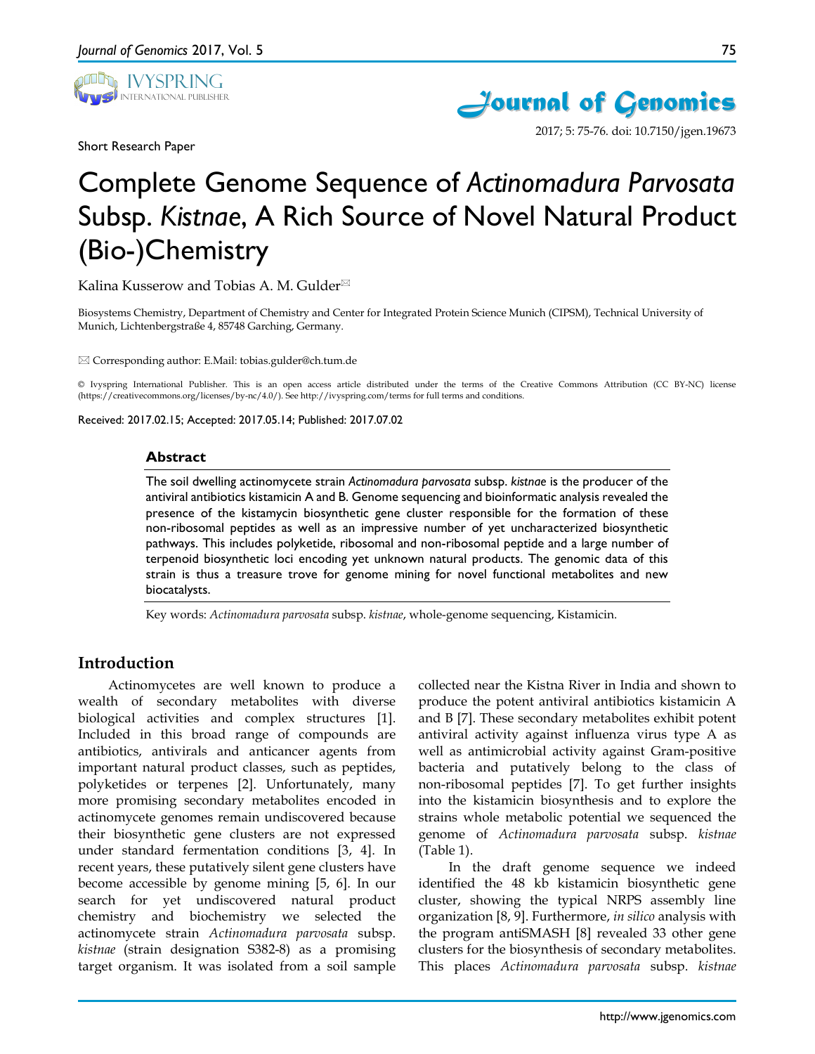Short Research Paper

# Complete Genome Sequence of *Actinomadura Parvosata* Subsp. *Kistnae*, A Rich Source of Novel Natural Product (Bio-)Chemistry

Kalina Kusserow and Tobias A. M. Gulder✉

Biosystems Chemistry, Department of Chemistry and Center for Integrated Protein Science Munich (CIPSM), Technical University of Munich, Lichtenbergstraße 4, 85748 Garching, Germany.

✉ Corresponding author: E.Mail: tobias.gulder@ch.tum.de

© Ivyspring International Publisher. This is an open access article distributed under the terms of the Creative Commons Attribution (CC BY-NC) license (https://creativecommons.org/licenses/by-nc/4.0/). See http://ivyspring.com/terms for full terms and conditions.

Received: 2017.02.15; Accepted: 2017.05.14; Published: 2017.07.02

## Abstract

The soil dwelling actinomycete strain *Actinomadura parvosata* subsp. *kistnae* is the producer of the antiviral antibiotics kistamicin A and B. Genome sequencing and bioinformatic analysis revealed the presence of the kistamycin biosynthetic gene cluster responsible for the formation of these non-ribosomal peptides as well as an impressive number of yet uncharacterized biosynthetic pathways. This includes polyketide, ribosomal and non-ribosomal peptide and a large number of terpenoid biosynthetic loci encoding yet unknown natural products. The genomic data of this strain is thus a treasure trove for genome mining for novel functional metabolites and new biocatalysts.

Key words: *Actinomadura parvosata* subsp. *kistnae*, whole-genome sequencing, Kistamicin.

## Introduction

Actinomycetes are well known to produce a wealth of secondary metabolites with diverse biological activities and complex structures [1]. Included in this broad range of compounds are antibiotics, antivirals and anticancer agents from important natural product classes, such as peptides, polyketides or terpenes [2]. Unfortunately, many more promising secondary metabolites encoded in actinomycete genomes remain undiscovered because their biosynthetic gene clusters are not expressed under standard fermentation conditions [3, 4]. In recent years, these putatively silent gene clusters have become accessible by genome mining [5, 6]. In our search for yet undiscovered natural product chemistry and biochemistry we selected the actinomycete strain *Actinomadura parvosata* subsp. *kistnae* (strain designation S382-8) as a promising target organism. It was isolated from a soil sample collected near the Kistna River in India and shown to produce the potent antiviral antibiotics kistamicin A and B [7]. These secondary metabolites exhibit potent antiviral activity against influenza virus type A as well as antimicrobial activity against Gram-positive bacteria and putatively belong to the class of non-ribosomal peptides [7]. To get further insights into the kistamicin biosynthesis and to explore the strains whole metabolic potential we sequenced the genome of *Actinomadura parvosata* subsp. *kistnae* (Table 1).

In the draft genome sequence we indeed identified the 48 kb kistamicin biosynthetic gene cluster, showing the typical NRPS assembly line organization [8, 9]. Furthermore, *in silico* analysis with the program antiSMASH [8] revealed 33 other gene clusters for the biosynthesis of secondary metabolites. This places *Actinomadura parvosata* subsp. *kistnae*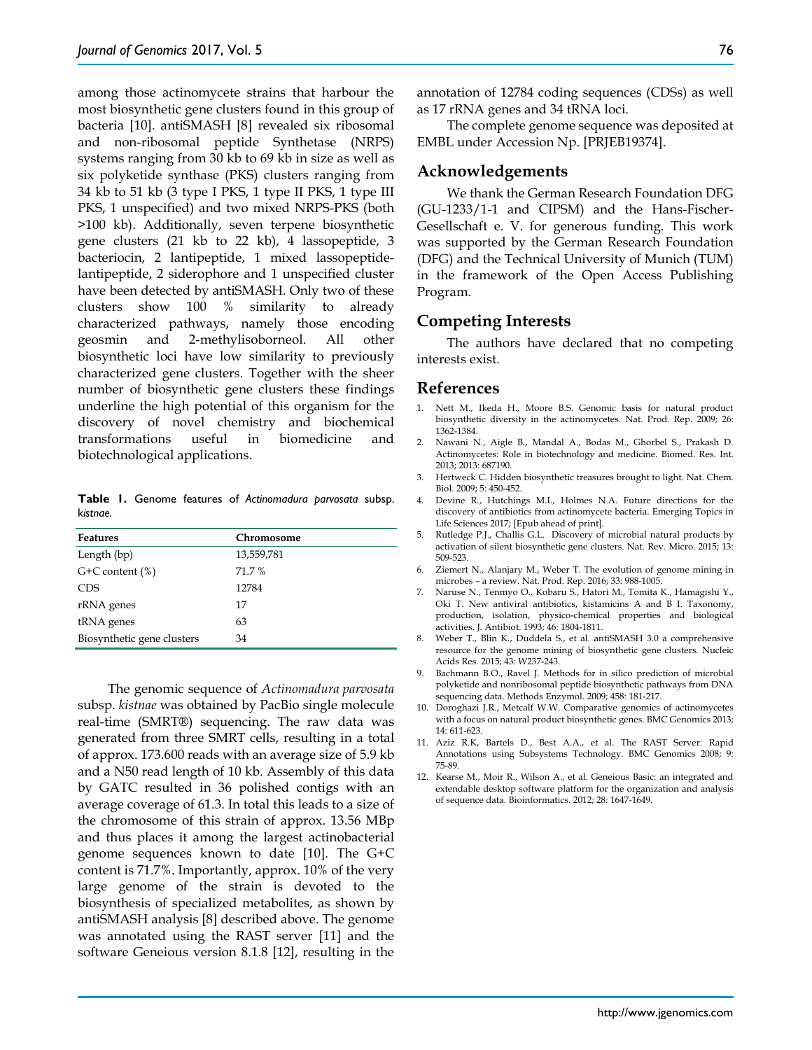among those actinomycete strains that harbour the most biosynthetic gene clusters found in this group of bacteria [10]. antiSMASH [8] revealed six ribosomal and non-ribosomal peptide Synthetase (NRPS) systems ranging from 30 kb to 69 kb in size as well as six polyketide synthase (PKS) clusters ranging from 34 kb to 51 kb (3 type I PKS, 1 type II PKS, 1 type III PKS, 1 unspecified) and two mixed NRPS-PKS (both >100 kb). Additionally, seven terpene biosynthetic gene clusters (21 kb to 22 kb), 4 lassopeptide, 3 bacteriocin, 2 lantipeptide, 1 mixed lassopeptide-lantipeptide, 2 siderophore and 1 unspecified cluster have been detected by antiSMASH. Only two of these clusters show 100 % similarity to already characterized pathways, namely those encoding geosmin and 2-methylisoborneol. All other biosynthetic loci have low similarity to previously characterized gene clusters. Together with the sheer number of biosynthetic gene clusters these findings underline the high potential of this organism for the discovery of novel chemistry and biochemical transformations useful in biomedicine and biotechnological applications.

**Table 1.** Genome features of *Actinomadura parvosata* subsp. *kistnae.*

| Features | Chromosome |
|---|---|
| Length (bp) | 13,559,781 |
| G+C content (%) | 71.7 % |
| CDS | 12784 |
| rRNA genes | 17 |
| tRNA genes | 63 |
| Biosynthetic gene clusters | 34 |

The genomic sequence of *Actinomadura parvosata* subsp. *kistnae* was obtained by PacBio single molecule real-time (SMRT®) sequencing. The raw data was generated from three SMRT cells, resulting in a total of approx. 173.600 reads with an average size of 5.9 kb and a N50 read length of 10 kb. Assembly of this data by GATC resulted in 36 polished contigs with an average coverage of 61.3. In total this leads to a size of the chromosome of this strain of approx. 13.56 MBp and thus places it among the largest actinobacterial genome sequences known to date [10]. The G+C content is 71.7%. Importantly, approx. 10% of the very large genome of the strain is devoted to the biosynthesis of specialized metabolites, as shown by antiSMASH analysis [8] described above. The genome was annotated using the RAST server [11] and the software Geneious version 8.1.8 [12], resulting in the annotation of 12784 coding sequences (CDSs) as well as 17 rRNA genes and 34 tRNA loci.

The complete genome sequence was deposited at EMBL under Accession Np. [PRJEB19374].

## Acknowledgements

We thank the German Research Foundation DFG (GU-1233/1-1 and CIPSM) and the Hans-Fischer-Gesellschaft e. V. for generous funding. This work was supported by the German Research Foundation (DFG) and the Technical University of Munich (TUM) in the framework of the Open Access Publishing Program.

## Competing Interests

The authors have declared that no competing interests exist.

## References

1. Nett M., Ikeda H., Moore B.S. Genomic basis for natural product biosynthetic diversity in the actinomycetes. Nat. Prod. Rep. 2009; 26: 1362-1384.
2. Nawani N., Aigle B., Mandal A., Bodas M., Ghorbel S., Prakash D. Actinomycetes: Role in biotechnology and medicine. Biomed. Res. Int. 2013; 2013: 687190.
3. Hertweck C. Hidden biosynthetic treasures brought to light. Nat. Chem. Biol. 2009; 5: 450-452.
4. Devine R., Hutchings M.I., Holmes N.A. Future directions for the discovery of antibiotics from actinomycete bacteria. Emerging Topics in Life Sciences 2017; [Epub ahead of print].
5. Rutledge P.J., Challis G.L. Discovery of microbial natural products by activation of silent biosynthetic gene clusters. Nat. Rev. Micro. 2015; 13: 509-523.
6. Ziemert N., Alanjary M., Weber T. The evolution of genome mining in microbes – a review. Nat. Prod. Rep. 2016; 33: 988-1005.
7. Naruse N., Tenmyo O., Kobaru S., Hatori M., Tomita K., Hamagishi Y., Oki T. New antiviral antibiotics, kistamicins A and B I. Taxonomy, production, isolation, physico-chemical properties and biological activities. J. Antibiot. 1993; 46: 1804-1811.
8. Weber T., Blin K., Duddela S., et al. antiSMASH 3.0 a comprehensive resource for the genome mining of biosynthetic gene clusters. Nucleic Acids Res. 2015; 43: W237-243.
9. Bachmann B.O., Ravel J. Methods for in silico prediction of microbial polyketide and nonribosomal peptide biosynthetic pathways from DNA sequencing data. Methods Enzymol. 2009; 458: 181-217.
10. Doroghazi J.R., Metcalf W.W. Comparative genomics of actinomycetes with a focus on natural product biosynthetic genes. BMC Genomics 2013; 14: 611-623.
11. Aziz R.K, Bartels D., Best A.A., et al. The RAST Server: Rapid Annotations using Subsystems Technology. BMC Genomics 2008; 9: 75-89.
12. Kearse M., Moir R., Wilson A., et al. Geneious Basic: an integrated and extendable desktop software platform for the organization and analysis of sequence data. Bioinformatics. 2012; 28: 1647-1649.